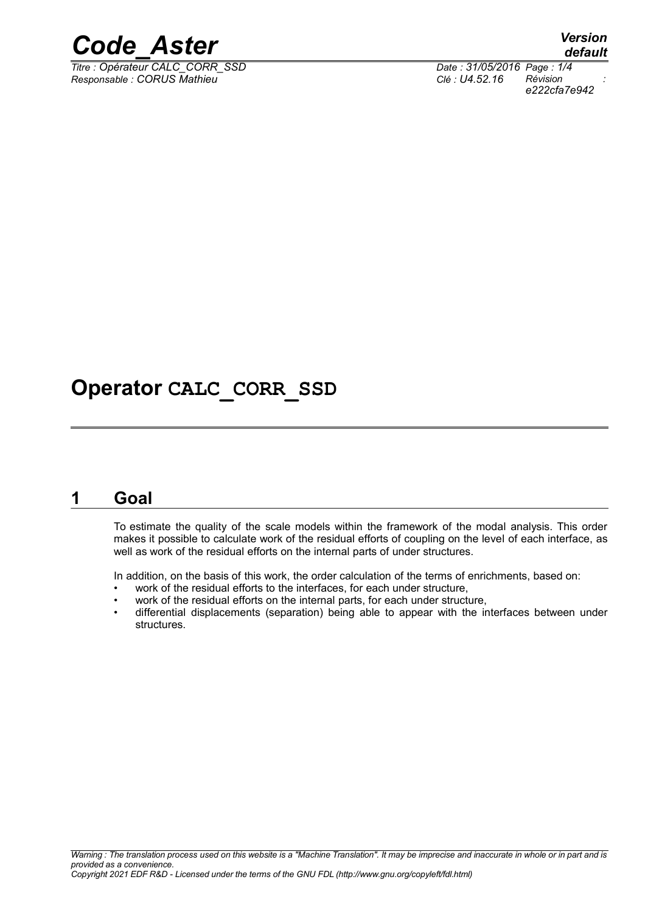# Operator CALC_CORR_SSD

## 1 Goal

To estimate the quality of the scale models within the framework of the modal analysis. This order makes it possible to calculate work of the residual efforts of coupling on the level of each interface, as well as work of the residual efforts on the internal parts of under structures.

In addition, on the basis of this work, the order calculation of the terms of enrichments, based on:

- work of the residual efforts to the interfaces, for each under structure,
- work of the residual efforts on the internal parts, for each under structure,
- differential displacements (separation) being able to appear with the interfaces between under structures.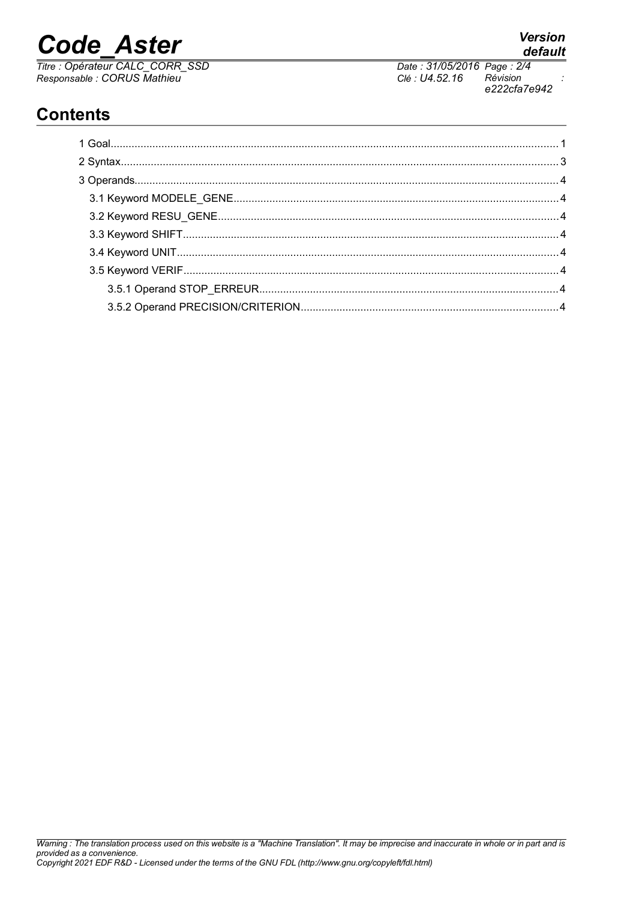## Contents

1 Goal........................................................................................................................................1

2 Syntax....................................................................................................................................3

3 Operands................................................................................................................................4

3.1 Keyword MODELE_GENE...............................................................................................4

3.2 Keyword RESU_GENE.....................................................................................................4

3.3 Keyword SHIFT................................................................................................................4

3.4 Keyword UNIT..................................................................................................................4

3.5 Keyword VERIF................................................................................................................4

3.5.1 Operand STOP_ERREUR........................................................................................4

3.5.2 Operand PRECISION/CRITERION..........................................................................4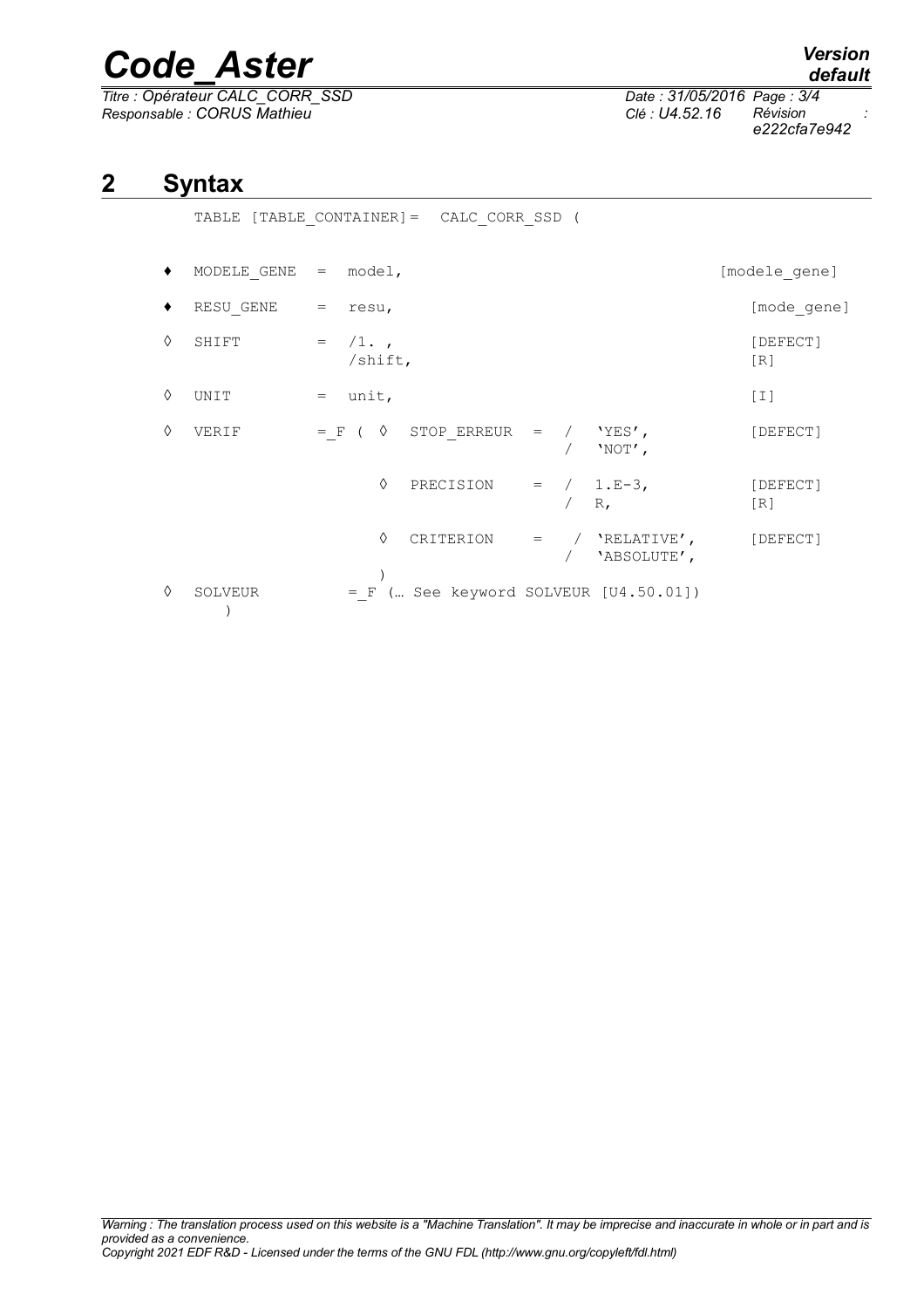## 2 Syntax

```
TABLE [TABLE_CONTAINER]=  CALC_CORR_SSD (

♦  MODELE_GENE  =  model,                                          [modele_gene]

♦  RESU_GENE    =  resu,                                           [mode_gene]

◊  SHIFT        =  /1. ,                                           [DEFECT]
                   /shift,                                         [R]

◊  UNIT         =  unit,                                           [I]

◊  VERIF        =_F ( ◊  STOP_ERREUR  =  /  'YES',                 [DEFECT]
                                         /  'NOT',

                      ◊  PRECISION    =  /  1.E-3,                 [DEFECT]
                                         /  R,                     [R]

                      ◊  CRITERION    =  /  'RELATIVE',            [DEFECT]
                                         /  'ABSOLUTE',
                    )
◊  SOLVEUR         =_F (… See keyword SOLVEUR [U4.50.01])
    )
```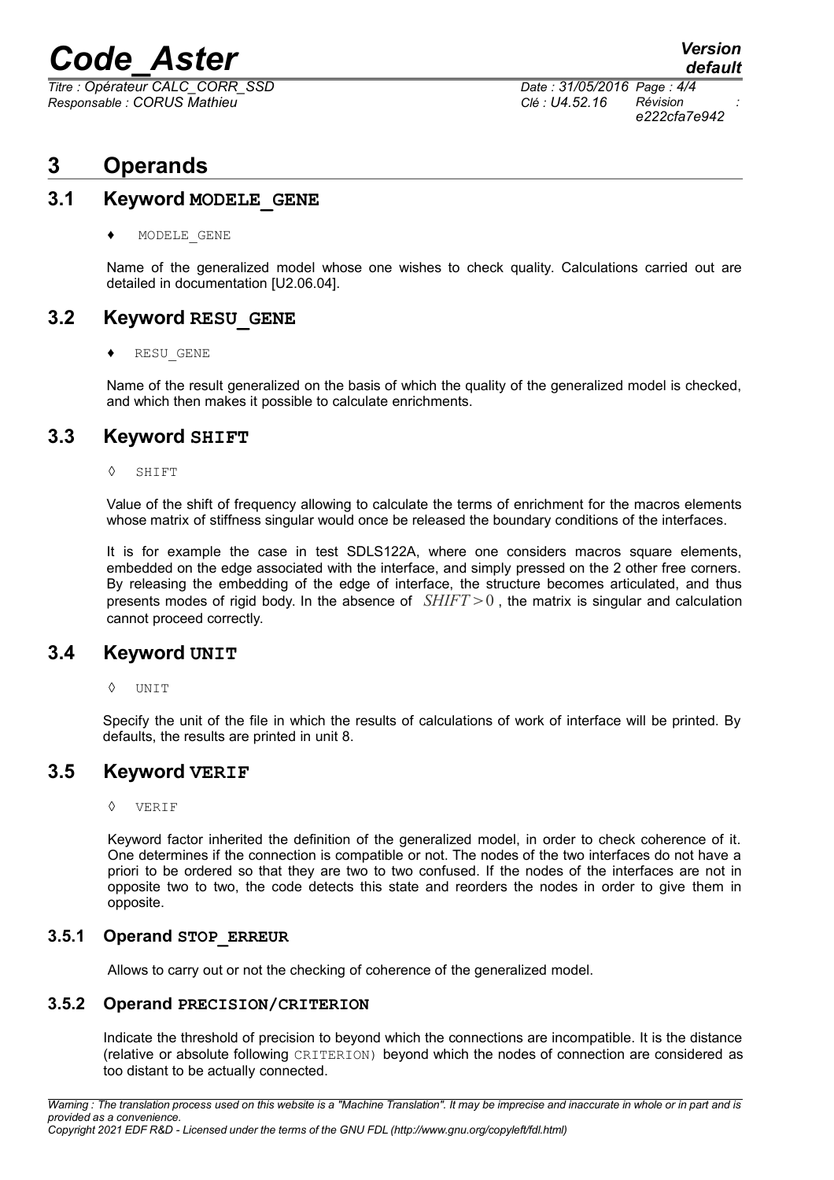# 3 Operands

## 3.1 Keyword MODELE_GENE

♦ MODELE_GENE

Name of the generalized model whose one wishes to check quality. Calculations carried out are detailed in documentation [U2.06.04].

## 3.2 Keyword RESU_GENE

♦ RESU_GENE

Name of the result generalized on the basis of which the quality of the generalized model is checked, and which then makes it possible to calculate enrichments.

## 3.3 Keyword SHIFT

◊ SHIFT

Value of the shift of frequency allowing to calculate the terms of enrichment for the macros elements whose matrix of stiffness singular would once be released the boundary conditions of the interfaces.

It is for example the case in test SDLS122A, where one considers macros square elements, embedded on the edge associated with the interface, and simply pressed on the 2 other free corners. By releasing the embedding of the edge of interface, the structure becomes articulated, and thus presents modes of rigid body. In the absence of $SHIFT>0$, the matrix is singular and calculation cannot proceed correctly.

## 3.4 Keyword UNIT

◊ UNIT

Specify the unit of the file in which the results of calculations of work of interface will be printed. By defaults, the results are printed in unit 8.

## 3.5 Keyword VERIF

◊ VERIF

Keyword factor inherited the definition of the generalized model, in order to check coherence of it. One determines if the connection is compatible or not. The nodes of the two interfaces do not have a priori to be ordered so that they are two to two confused. If the nodes of the interfaces are not in opposite two to two, the code detects this state and reorders the nodes in order to give them in opposite.

### 3.5.1 Operand STOP_ERREUR

Allows to carry out or not the checking of coherence of the generalized model.

### 3.5.2 Operand PRECISION/CRITERION

Indicate the threshold of precision to beyond which the connections are incompatible. It is the distance (relative or absolute following CRITERION) beyond which the nodes of connection are considered as too distant to be actually connected.